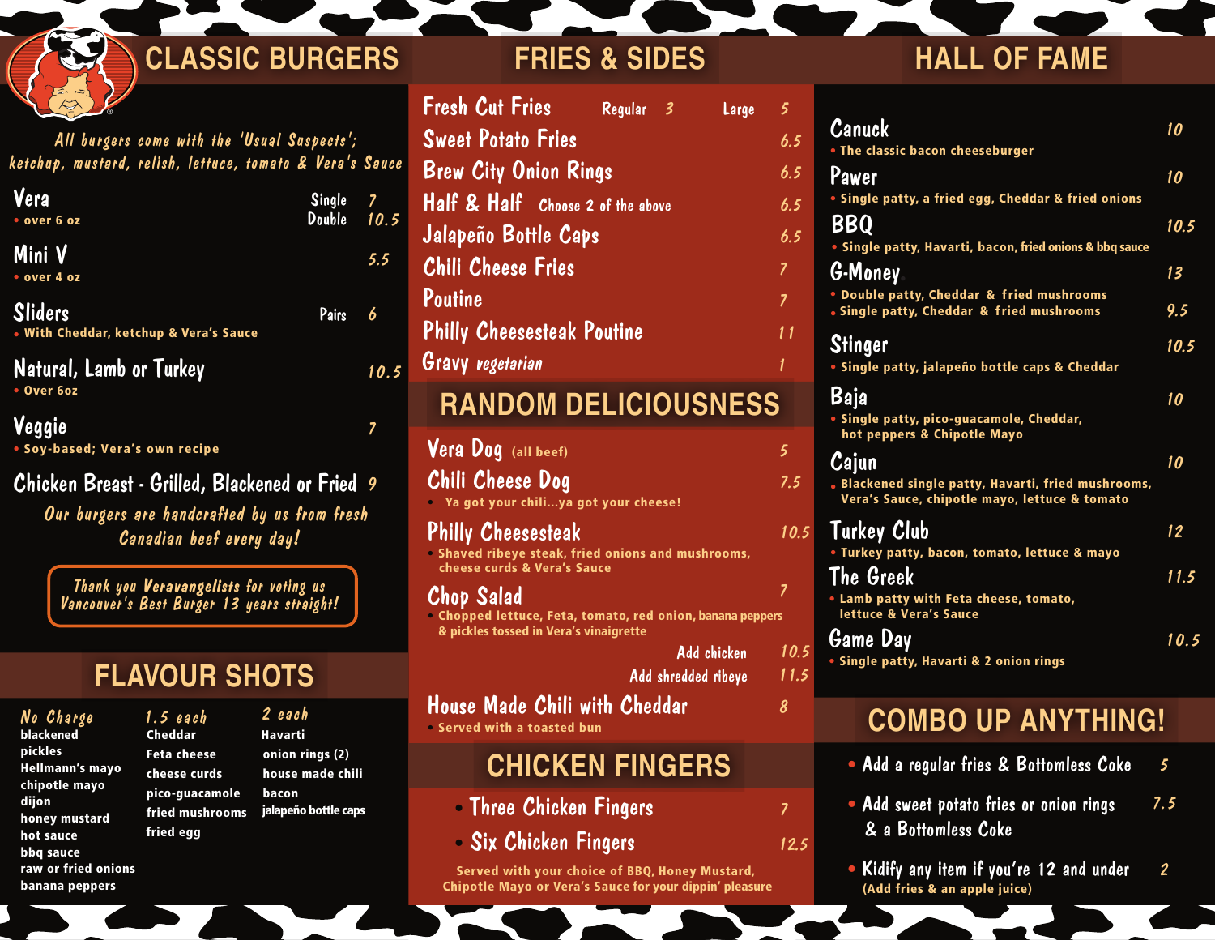# CLASSIC BURGERS

*All burgers come with the 'Usual Suspects'; ketchup, mustard, relish, lettuce, tomato & Vera's Sauce*

**Vera** — Single 7 / Double 10.5
- over 6 oz

**Mini V** — 5.5
- over 4 oz

**Sliders** — Pairs 6
- With Cheddar, ketchup & Vera's Sauce

**Natural, Lamb or Turkey** — 10.5
- Over 6oz

**Veggie** — 7
- Soy-based; Vera's own recipe

**Chicken Breast - Grilled, Blackened or Fried** — 9

*Our burgers are handcrafted by us from fresh Canadian beef every day!*

*Thank you Veravangelists for voting us Vancouver's Best Burger 13 years straight!*

# FLAVOUR SHOTS

| No Charge | 1.5 each | 2 each |
|---|---|---|
| blackened | Cheddar | Havarti |
| pickles | Feta cheese | onion rings (2) |
| Hellmann's mayo | cheese curds | house made chili |
| chipotle mayo | pico-guacamole | bacon |
| dijon | fried mushrooms | jalapeño bottle caps |
| honey mustard | fried egg | |
| hot sauce | | |
| bbq sauce | | |
| raw or fried onions | | |
| banana peppers | | |

# FRIES & SIDES

| Item | Price |
|---|---|
| Fresh Cut Fries | Regular 3 / Large 5 |
| Sweet Potato Fries | 6.5 |
| Brew City Onion Rings | 6.5 |
| Half & Half — Choose 2 of the above | 6.5 |
| Jalapeño Bottle Caps | 6.5 |
| Chili Cheese Fries | 7 |
| Poutine | 7 |
| Philly Cheesesteak Poutine | 11 |
| Gravy *vegetarian* | 1 |

# RANDOM DELICIOUSNESS

**Vera Dog** (all beef) — 5

**Chili Cheese Dog** — 7.5
- Ya got your chili...ya got your cheese!

**Philly Cheesesteak** — 10.5
- Shaved ribeye steak, fried onions and mushrooms, cheese curds & Vera's Sauce

**Chop Salad** — 7
- Chopped lettuce, Feta, tomato, red onion, banana peppers & pickles tossed in Vera's vinaigrette

Add chicken — 10.5
Add shredded ribeye — 11.5

**House Made Chili with Cheddar** — 8
- Served with a toasted bun

# CHICKEN FINGERS

- **Three Chicken Fingers** — 7
- **Six Chicken Fingers** — 12.5

Served with your choice of BBQ, Honey Mustard, Chipotle Mayo or Vera's Sauce for your dippin' pleasure

# HALL OF FAME

**Canuck** — 10
- The classic bacon cheeseburger

**Pawer** — 10
- Single patty, a fried egg, Cheddar & fried onions

**BBQ** — 10.5
- Single patty, Havarti, bacon, fried onions & bbq sauce

**G-Money**
- Double patty, Cheddar & fried mushrooms — 13
- Single patty, Cheddar & fried mushrooms — 9.5

**Stinger** — 10.5
- Single patty, jalapeño bottle caps & Cheddar

**Baja** — 10
- Single patty, pico-guacamole, Cheddar, hot peppers & Chipotle Mayo

**Cajun** — 10
- Blackened single patty, Havarti, fried mushrooms, Vera's Sauce, chipotle mayo, lettuce & tomato

**Turkey Club** — 12
- Turkey patty, bacon, tomato, lettuce & mayo

**The Greek** — 11.5
- Lamb patty with Feta cheese, tomato, lettuce & Vera's Sauce

**Game Day** — 10.5
- Single patty, Havarti & 2 onion rings

# COMBO UP ANYTHING!

- Add a regular fries & Bottomless Coke — 5
- Add sweet potato fries or onion rings & a Bottomless Coke — 7.5
- Kidify any item if you're 12 and under — 2
  (Add fries & an apple juice)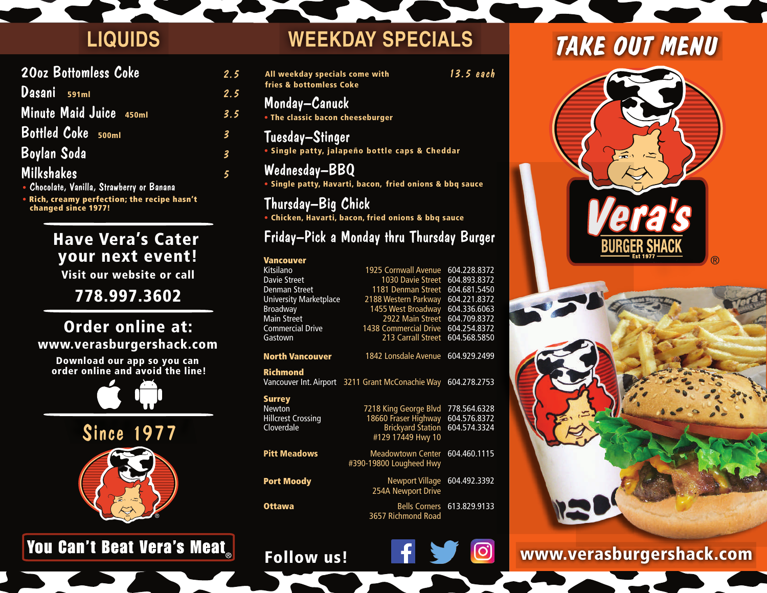## LIQUIDS

| | |
|---|---|
| 20oz Bottomless Coke | 2.5 |
| Dasani 591ml | 2.5 |
| Minute Maid Juice 450ml | 3.5 |
| Bottled Coke 500ml | 3 |
| Boylan Soda | 3 |
| Milkshakes | 5 |

- Chocolate, Vanilla, Strawberry or Banana
- Rich, creamy perfection; the recipe hasn't changed since 1977!

**Have Vera's Cater your next event!**
**Visit our website or call**
**778.997.3602**

**Order online at:**
**www.verasburgershack.com**
**Download our app so you can order online and avoid the line!**

Since 1977

You Can't Beat Vera's Meat®

## WEEKDAY SPECIALS

All weekday specials come with fries & bottomless Coke — 13.5 each

**Monday–Canuck**
- The classic bacon cheeseburger

**Tuesday–Stinger**
- Single patty, jalapeño bottle caps & Cheddar

**Wednesday–BBQ**
- Single patty, Havarti, bacon, fried onions & bbq sauce

**Thursday–Big Chick**
- Chicken, Havarti, bacon, fried onions & bbq sauce

**Friday–Pick a Monday thru Thursday Burger**

| | | |
|---|---|---|
| **Vancouver** | | |
| Kitsilano | 1925 Cornwall Avenue | 604.228.8372 |
| Davie Street | 1030 Davie Street | 604.893.8372 |
| Denman Street | 1181 Denman Street | 604.681.5450 |
| University Marketplace | 2188 Western Parkway | 604.221.8372 |
| Broadway | 1455 West Broadway | 604.336.6063 |
| Main Street | 2922 Main Street | 604.709.8372 |
| Commercial Drive | 1438 Commercial Drive | 604.254.8372 |
| Gastown | 213 Carrall Street | 604.568.5850 |
| **North Vancouver** | 1842 Lonsdale Avenue | 604.929.2499 |
| **Richmond** | | |
| Vancouver Int. Airport | 3211 Grant McConachie Way | 604.278.2753 |
| **Surrey** | | |
| Newton | 7218 King George Blvd | 778.564.6328 |
| Hillcrest Crossing | 18660 Fraser Highway | 604.576.8372 |
| Cloverdale | Brickyard Station #129 17449 Hwy 10 | 604.574.3324 |
| **Pitt Meadows** | Meadowtown Center #390-19800 Lougheed Hwy | 604.460.1115 |
| **Port Moody** | Newport Village 254A Newport Drive | 604.492.3392 |
| **Ottawa** | Bells Corners 3657 Richmond Road | 613.829.9133 |

**Follow us!**

# TAKE OUT MENU

Vera's BURGER SHACK Est 1977 ®

www.verasburgershack.com